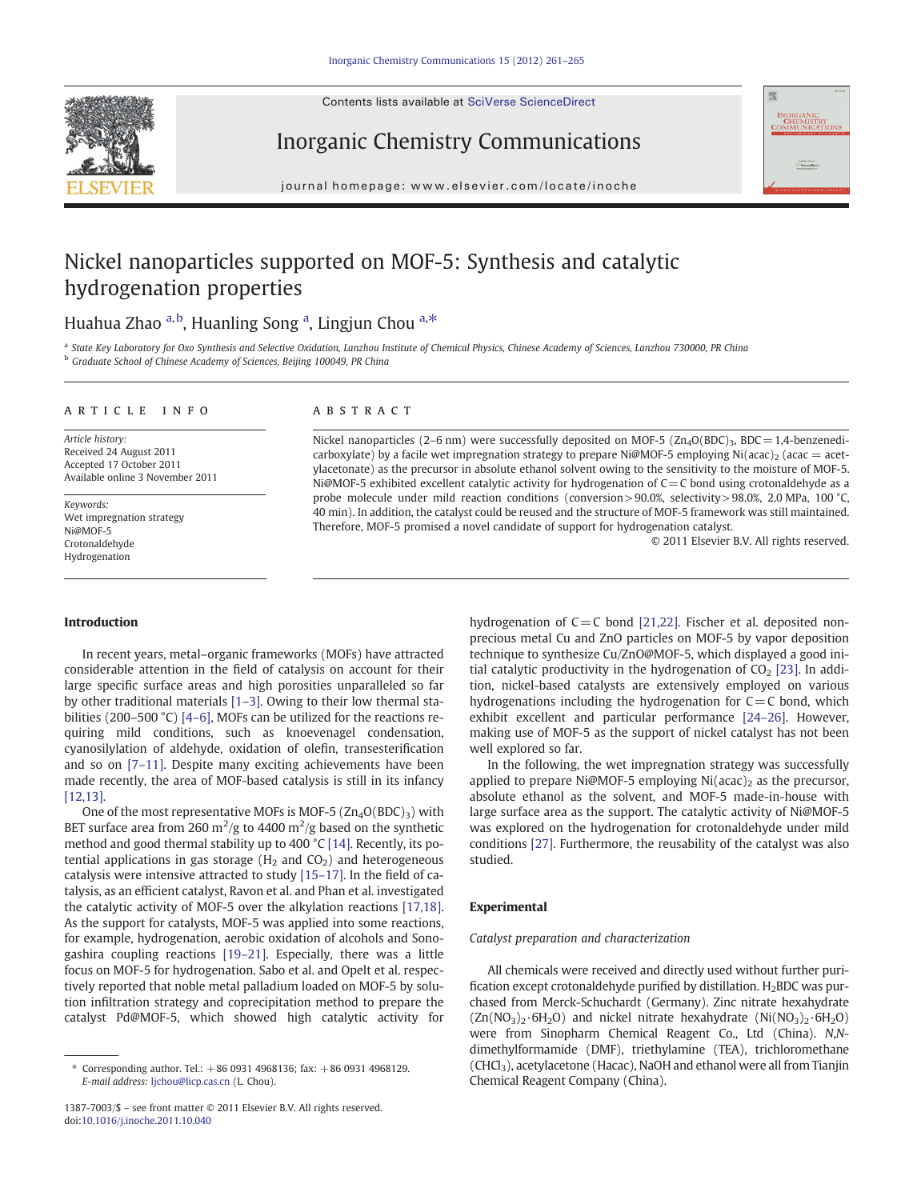# Nickel nanoparticles supported on MOF-5: Synthesis and catalytic hydrogenation properties

Huahua Zhao [a,b], Huanling Song [a], Lingjun Chou [a,*]

[a] State Key Laboratory for Oxo Synthesis and Selective Oxidation, Lanzhou Institute of Chemical Physics, Chinese Academy of Sciences, Lanzhou 730000, PR China
[b] Graduate School of Chinese Academy of Sciences, Beijing 100049, PR China

## ARTICLE INFO

*Article history:*
Received 24 August 2011
Accepted 17 October 2011
Available online 3 November 2011

*Keywords:*
Wet impregnation strategy
Ni@MOF-5
Crotonaldehyde
Hydrogenation

## ABSTRACT

Nickel nanoparticles (2–6 nm) were successfully deposited on MOF-5 ($Zn_4O(BDC)_3$, BDC = 1,4-benzenedicarboxylate) by a facile wet impregnation strategy to prepare Ni@MOF-5 employing $Ni(acac)_2$ (acac = acetylacetonate) as the precursor in absolute ethanol solvent owing to the sensitivity to the moisture of MOF-5. Ni@MOF-5 exhibited excellent catalytic activity for hydrogenation of C=C bond using crotonaldehyde as a probe molecule under mild reaction conditions (conversion > 90.0%, selectivity > 98.0%, 2.0 MPa, 100 °C, 40 min). In addition, the catalyst could be reused and the structure of MOF-5 framework was still maintained. Therefore, MOF-5 promised a novel candidate of support for hydrogenation catalyst.

© 2011 Elsevier B.V. All rights reserved.

## Introduction

In recent years, metal–organic frameworks (MOFs) have attracted considerable attention in the field of catalysis on account for their large specific surface areas and high porosities unparalleled so far by other traditional materials [1–3]. Owing to their low thermal stabilities (200–500 °C) [4–6], MOFs can be utilized for the reactions requiring mild conditions, such as knoevenagel condensation, cyanosilylation of aldehyde, oxidation of olefin, transesterification and so on [7–11]. Despite many exciting achievements have been made recently, the area of MOF-based catalysis is still in its infancy [12,13].

One of the most representative MOFs is MOF-5 ($Zn_4O(BDC)_3$) with BET surface area from 260 $m^2/g$ to 4400 $m^2/g$ based on the synthetic method and good thermal stability up to 400 °C [14]. Recently, its potential applications in gas storage ($H_2$ and $CO_2$) and heterogeneous catalysis were intensive attracted to study [15–17]. In the field of catalysis, as an efficient catalyst, Ravon et al. and Phan et al. investigated the catalytic activity of MOF-5 over the alkylation reactions [17,18]. As the support for catalysts, MOF-5 was applied into some reactions, for example, hydrogenation, aerobic oxidation of alcohols and Sonogashira coupling reactions [19–21]. Especially, there was a little focus on MOF-5 for hydrogenation. Sabo et al. and Opelt et al. respectively reported that noble metal palladium loaded on MOF-5 by solution infiltration strategy and coprecipitation method to prepare the catalyst Pd@MOF-5, which showed high catalytic activity for hydrogenation of C=C bond [21,22]. Fischer et al. deposited non-precious metal Cu and ZnO particles on MOF-5 by vapor deposition technique to synthesize Cu/ZnO@MOF-5, which displayed a good initial catalytic productivity in the hydrogenation of $CO_2$ [23]. In addition, nickel-based catalysts are extensively employed on various hydrogenations including the hydrogenation for C=C bond, which exhibit excellent and particular performance [24–26]. However, making use of MOF-5 as the support of nickel catalyst has not been well explored so far.

In the following, the wet impregnation strategy was successfully applied to prepare Ni@MOF-5 employing $Ni(acac)_2$ as the precursor, absolute ethanol as the solvent, and MOF-5 made-in-house with large surface area as the support. The catalytic activity of Ni@MOF-5 was explored on the hydrogenation for crotonaldehyde under mild conditions [27]. Furthermore, the reusability of the catalyst was also studied.

## Experimental

### Catalyst preparation and characterization

All chemicals were received and directly used without further purification except crotonaldehyde purified by distillation. $H_2BDC$ was purchased from Merck-Schuchardt (Germany). Zinc nitrate hexahydrate ($Zn(NO_3)_2 \cdot 6H_2O$) and nickel nitrate hexahydrate ($Ni(NO_3)_2 \cdot 6H_2O$) were from Sinopharm Chemical Reagent Co., Ltd (China). *N,N*-dimethylformamide (DMF), triethylamine (TEA), trichloromethane ($CHCl_3$), acetylacetone (Hacac), NaOH and ethanol were all from Tianjin Chemical Reagent Company (China).

\* Corresponding author. Tel.: +86 0931 4968136; fax: +86 0931 4968129.
*E-mail address:* ljchou@licp.cas.cn (L. Chou).

1387-7003/$ – see front matter © 2011 Elsevier B.V. All rights reserved.
doi:10.1016/j.inoche.2011.10.040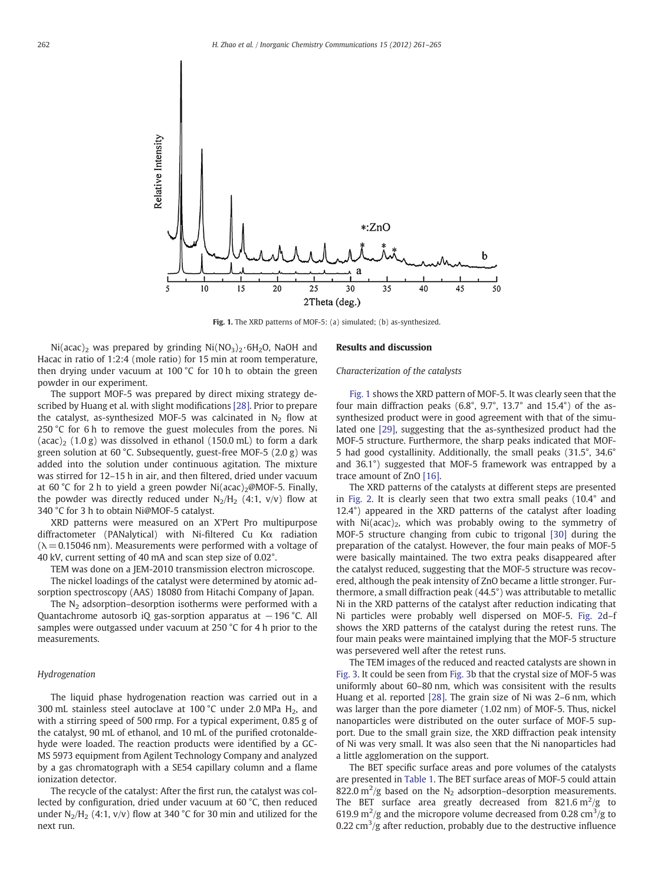Fig. 1. The XRD patterns of MOF-5: (a) simulated; (b) as-synthesized.

$Ni(acac)_2$ was prepared by grinding $Ni(NO_3)_2 \cdot 6H_2O$, NaOH and Hacac in ratio of 1:2:4 (mole ratio) for 15 min at room temperature, then drying under vacuum at 100 °C for 10 h to obtain the green powder in our experiment.

The support MOF-5 was prepared by direct mixing strategy described by Huang et al. with slight modifications [28]. Prior to prepare the catalyst, as-synthesized MOF-5 was calcinated in $N_2$ flow at 250 °C for 6 h to remove the guest molecules from the pores. Ni $(acac)_2$ (1.0 g) was dissolved in ethanol (150.0 mL) to form a dark green solution at 60 °C. Subsequently, guest-free MOF-5 (2.0 g) was added into the solution under continuous agitation. The mixture was stirred for 12–15 h in air, and then filtered, dried under vacuum at 60 °C for 2 h to yield a green powder $Ni(acac)_2$@MOF-5. Finally, the powder was directly reduced under $N_2/H_2$ (4:1, v/v) flow at 340 °C for 3 h to obtain Ni@MOF-5 catalyst.

XRD patterns were measured on an X'Pert Pro multipurpose diffractometer (PANalytical) with Ni-filtered Cu Kα radiation (λ = 0.15046 nm). Measurements were performed with a voltage of 40 kV, current setting of 40 mA and scan step size of 0.02°.

TEM was done on a JEM-2010 transmission electron microscope.

The nickel loadings of the catalyst were determined by atomic adsorption spectroscopy (AAS) 18080 from Hitachi Company of Japan.

The $N_2$ adsorption–desorption isotherms were performed with a Quantachrome autosorb iQ gas-sorption apparatus at −196 °C. All samples were outgassed under vacuum at 250 °C for 4 h prior to the measurements.

### Hydrogenation

The liquid phase hydrogenation reaction was carried out in a 300 mL stainless steel autoclave at 100 °C under 2.0 MPa $H_2$, and with a stirring speed of 500 rmp. For a typical experiment, 0.85 g of the catalyst, 90 mL of ethanol, and 10 mL of the purified crotonaldehyde were loaded. The reaction products were identified by a GC-MS 5973 equipment from Agilent Technology Company and analyzed by a gas chromatograph with a SE54 capillary column and a flame ionization detector.

The recycle of the catalyst: After the first run, the catalyst was collected by configuration, dried under vacuum at 60 °C, then reduced under $N_2/H_2$ (4:1, v/v) flow at 340 °C for 30 min and utilized for the next run.

## Results and discussion

### Characterization of the catalysts

Fig. 1 shows the XRD pattern of MOF-5. It was clearly seen that the four main diffraction peaks (6.8°, 9.7°, 13.7° and 15.4°) of the as-synthesized product were in good agreement with that of the simulated one [29], suggesting that the as-synthesized product had the MOF-5 structure. Furthermore, the sharp peaks indicated that MOF-5 had good cystallinity. Additionally, the small peaks (31.5°, 34.6° and 36.1°) suggested that MOF-5 framework was entrapped by a trace amount of ZnO [16].

The XRD patterns of the catalysts at different steps are presented in Fig. 2. It is clearly seen that two extra small peaks (10.4° and 12.4°) appeared in the XRD patterns of the catalyst after loading with $Ni(acac)_2$, which was probably owing to the symmetry of MOF-5 structure changing from cubic to trigonal [30] during the preparation of the catalyst. However, the four main peaks of MOF-5 were basically maintained. The two extra peaks disappeared after the catalyst reduced, suggesting that the MOF-5 structure was recovered, although the peak intensity of ZnO became a little stronger. Furthermore, a small diffraction peak (44.5°) was attributable to metallic Ni in the XRD patterns of the catalyst after reduction indicating that Ni particles were probably well dispersed on MOF-5. Fig. 2d–f shows the XRD patterns of the catalyst during the retest runs. The four main peaks were maintained implying that the MOF-5 structure was persevered well after the retest runs.

The TEM images of the reduced and reacted catalysts are shown in Fig. 3. It could be seen from Fig. 3b that the crystal size of MOF-5 was uniformly about 60–80 nm, which was consisitent with the results Huang et al. reported [28]. The grain size of Ni was 2–6 nm, which was larger than the pore diameter (1.02 nm) of MOF-5. Thus, nickel nanoparticles were distributed on the outer surface of MOF-5 support. Due to the small grain size, the XRD diffraction peak intensity of Ni was very small. It was also seen that the Ni nanoparticles had a little agglomeration on the support.

The BET specific surface areas and pore volumes of the catalysts are presented in Table 1. The BET surface areas of MOF-5 could attain 822.0 $m^2/g$ based on the $N_2$ adsorption–desorption measurements. The BET surface area greatly decreased from 821.6 $m^2/g$ to 619.9 $m^2/g$ and the micropore volume decreased from 0.28 $cm^3/g$ to 0.22 $cm^3/g$ after reduction, probably due to the destructive influence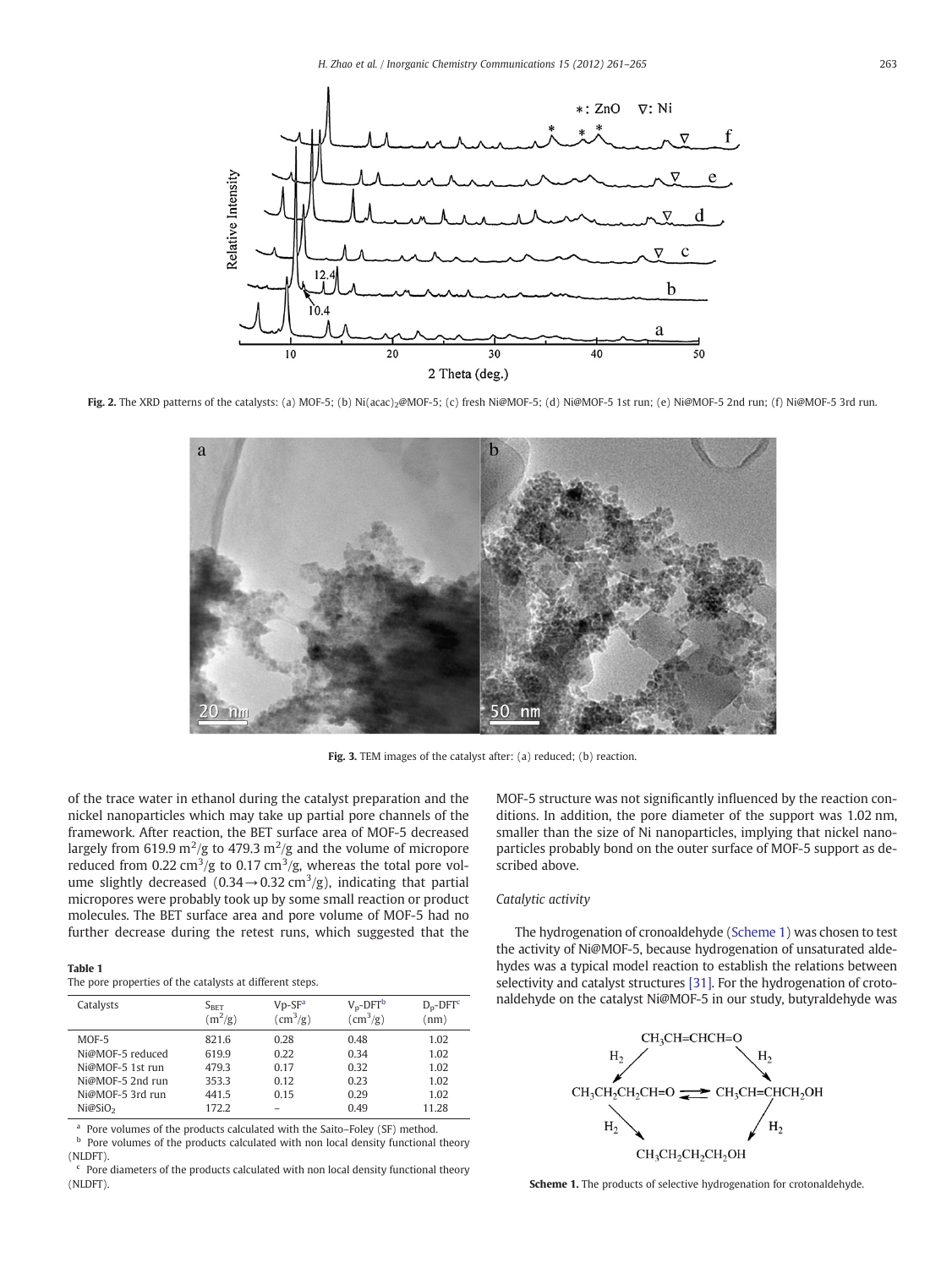Fig. 2. The XRD patterns of the catalysts: (a) MOF-5; (b) $Ni(acac)_2$@MOF-5; (c) fresh Ni@MOF-5; (d) Ni@MOF-5 1st run; (e) Ni@MOF-5 2nd run; (f) Ni@MOF-5 3rd run.

Fig. 3. TEM images of the catalyst after: (a) reduced; (b) reaction.

of the trace water in ethanol during the catalyst preparation and the nickel nanoparticles which may take up partial pore channels of the framework. After reaction, the BET surface area of MOF-5 decreased largely from 619.9 $m^2/g$ to 479.3 $m^2/g$ and the volume of micropore reduced from 0.22 $cm^3/g$ to 0.17 $cm^3/g$, whereas the total pore volume slightly decreased ($0.34 \rightarrow 0.32$ $cm^3/g$), indicating that partial micropores were probably took up by some small reaction or product molecules. The BET surface area and pore volume of MOF-5 had no further decrease during the retest runs, which suggested that the MOF-5 structure was not significantly influenced by the reaction conditions. In addition, the pore diameter of the support was 1.02 nm, smaller than the size of Ni nanoparticles, implying that nickel nanoparticles probably bond on the outer surface of MOF-5 support as described above.

**Table 1**
The pore properties of the catalysts at different steps.

| Catalysts | $S_{BET}$ ($m^2/g$) | Vp-SF[a] ($cm^3/g$) | $V_p$-DFT[b] ($cm^3/g$) | $D_p$-DFT[c] (nm) |
|---|---|---|---|---|
| MOF-5 | 821.6 | 0.28 | 0.48 | 1.02 |
| Ni@MOF-5 reduced | 619.9 | 0.22 | 0.34 | 1.02 |
| Ni@MOF-5 1st run | 479.3 | 0.17 | 0.32 | 1.02 |
| Ni@MOF-5 2nd run | 353.3 | 0.12 | 0.23 | 1.02 |
| Ni@MOF-5 3rd run | 441.5 | 0.15 | 0.29 | 1.02 |
| $Ni@SiO_2$ | 172.2 | – | 0.49 | 11.28 |

[a] Pore volumes of the products calculated with the Saito–Foley (SF) method.
[b] Pore volumes of the products calculated with non local density functional theory (NLDFT).
[c] Pore diameters of the products calculated with non local density functional theory (NLDFT).

*Catalytic activity*

The hydrogenation of cronoaldehyde (Scheme 1) was chosen to test the activity of Ni@MOF-5, because hydrogenation of unsaturated aldehydes was a typical model reaction to establish the relations between selectivity and catalyst structures [31]. For the hydrogenation of crotonaldehyde on the catalyst Ni@MOF-5 in our study, butyraldehyde was

Scheme 1. The products of selective hydrogenation for crotonaldehyde.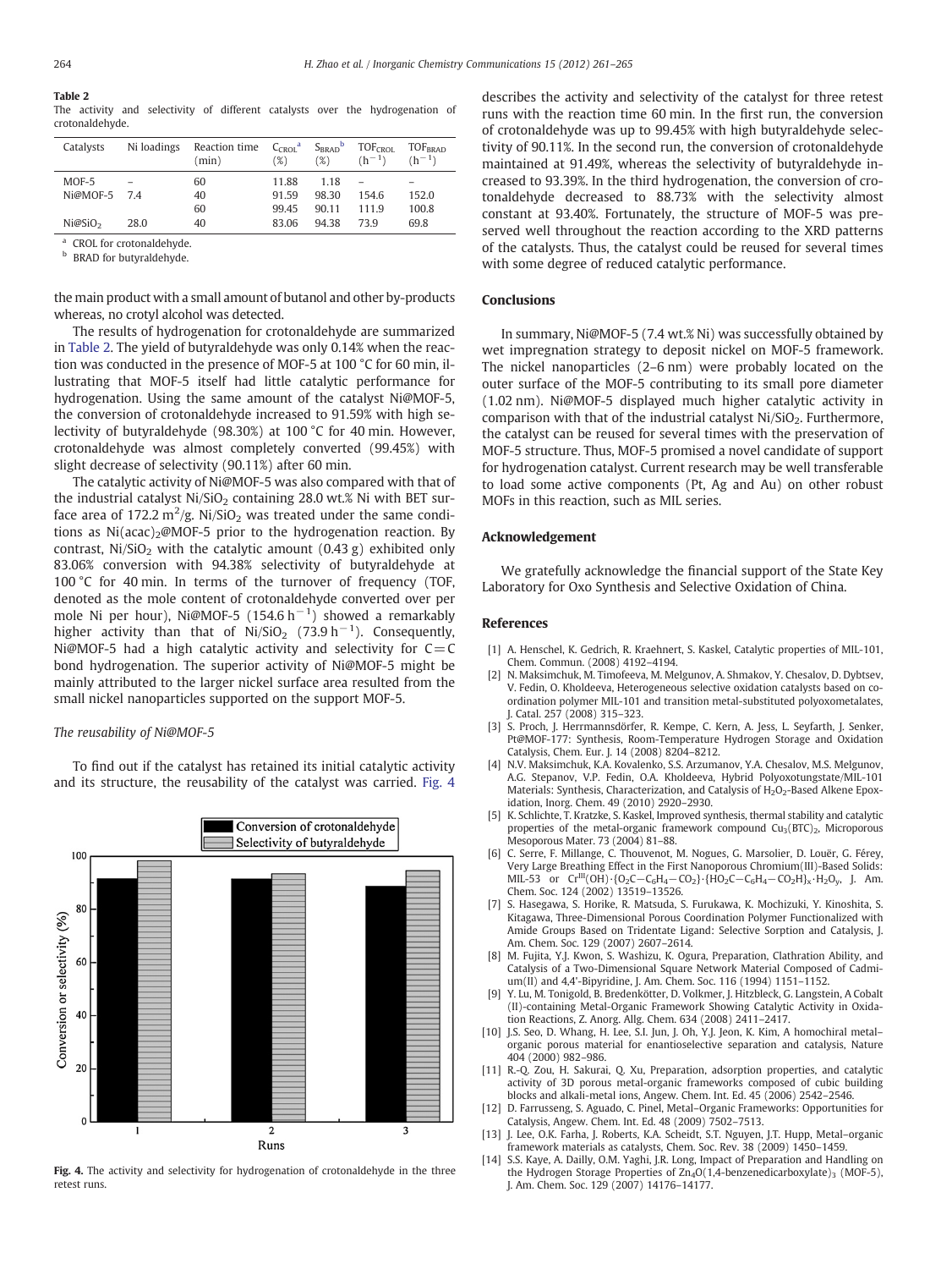**Table 2**
The activity and selectivity of different catalysts over the hydrogenation of crotonaldehyde.

| Catalysts | Ni loadings | Reaction time (min) | $C_{CROL}$[a] (%) | $S_{BRAD}$[b] (%) | $TOF_{CROL}$ ($h^{-1}$) | $TOF_{BRAD}$ ($h^{-1}$) |
|---|---|---|---|---|---|---|
| MOF-5 | – | 60 | 11.88 | 1.18 | – | – |
| Ni@MOF-5 | 7.4 | 40 | 91.59 | 98.30 | 154.6 | 152.0 |
| | | 60 | 99.45 | 90.11 | 111.9 | 100.8 |
| Ni@$SiO_2$ | 28.0 | 40 | 83.06 | 94.38 | 73.9 | 69.8 |

[a] CROL for crotonaldehyde.
[b] BRAD for butyraldehyde.

the main product with a small amount of butanol and other by-products whereas, no crotyl alcohol was detected.

The results of hydrogenation for crotonaldehyde are summarized in Table 2. The yield of butyraldehyde was only 0.14% when the reaction was conducted in the presence of MOF-5 at 100 °C for 60 min, illustrating that MOF-5 itself had little catalytic performance for hydrogenation. Using the same amount of the catalyst Ni@MOF-5, the conversion of crotonaldehyde increased to 91.59% with high selectivity of butyraldehyde (98.30%) at 100 °C for 40 min. However, crotonaldehyde was almost completely converted (99.45%) with slight decrease of selectivity (90.11%) after 60 min.

The catalytic activity of Ni@MOF-5 was also compared with that of the industrial catalyst Ni/$SiO_2$ containing 28.0 wt.% Ni with BET surface area of 172.2 $m^2$/g. Ni/$SiO_2$ was treated under the same conditions as $Ni(acac)_2$@MOF-5 prior to the hydrogenation reaction. By contrast, Ni/$SiO_2$ with the catalytic amount (0.43 g) exhibited only 83.06% conversion with 94.38% selectivity of butyraldehyde at 100 °C for 40 min. In terms of the turnover of frequency (TOF, denoted as the mole content of crotonaldehyde converted over per mole Ni per hour), Ni@MOF-5 (154.6 $h^{-1}$) showed a remarkably higher activity than that of Ni/$SiO_2$ (73.9 $h^{-1}$). Consequently, Ni@MOF-5 had a high catalytic activity and selectivity for C=C bond hydrogenation. The superior activity of Ni@MOF-5 might be mainly attributed to the larger nickel surface area resulted from the small nickel nanoparticles supported on the support MOF-5.

*The reusability of Ni@MOF-5*

To find out if the catalyst has retained its initial catalytic activity and its structure, the reusability of the catalyst was carried. Fig. 4 describes the activity and selectivity of the catalyst for three retest runs with the reaction time 60 min. In the first run, the conversion of crotonaldehyde was up to 99.45% with high butyraldehyde selectivity of 90.11%. In the second run, the conversion of crotonaldehyde maintained at 91.49%, whereas the selectivity of butyraldehyde increased to 93.39%. In the third hydrogenation, the conversion of crotonaldehyde decreased to 88.73% with the selectivity almost constant at 93.40%. Fortunately, the structure of MOF-5 was preserved well throughout the reaction according to the XRD patterns of the catalysts. Thus, the catalyst could be reused for several times with some degree of reduced catalytic performance.

**Fig. 4.** The activity and selectivity for hydrogenation of crotonaldehyde in the three retest runs.

## Conclusions

In summary, Ni@MOF-5 (7.4 wt.% Ni) was successfully obtained by wet impregnation strategy to deposit nickel on MOF-5 framework. The nickel nanoparticles (2–6 nm) were probably located on the outer surface of the MOF-5 contributing to its small pore diameter (1.02 nm). Ni@MOF-5 displayed much higher catalytic activity in comparison with that of the industrial catalyst Ni/$SiO_2$. Furthermore, the catalyst can be reused for several times with the preservation of MOF-5 structure. Thus, MOF-5 promised a novel candidate of support for hydrogenation catalyst. Current research may be well transferable to load some active components (Pt, Ag and Au) on other robust MOFs in this reaction, such as MIL series.

## Acknowledgement

We gratefully acknowledge the financial support of the State Key Laboratory for Oxo Synthesis and Selective Oxidation of China.

## References

[1] A. Henschel, K. Gedrich, R. Kraehnert, S. Kaskel, Catalytic properties of MIL-101, Chem. Commun. (2008) 4192–4194.
[2] N. Maksimchuk, M. Timofeeva, M. Melgunov, A. Shmakov, Y. Chesalov, D. Dybtsev, V. Fedin, O. Kholdeeva, Heterogeneous selective oxidation catalysts based on coordination polymer MIL-101 and transition metal-substituted polyoxometalates, J. Catal. 257 (2008) 315–323.
[3] S. Proch, J. Herrmannsdörfer, R. Kempe, C. Kern, A. Jess, L. Seyfarth, J. Senker, Pt@MOF-177: Synthesis, Room-Temperature Hydrogen Storage and Oxidation Catalysis, Chem. Eur. J. 14 (2008) 8204–8212.
[4] N.V. Maksimchuk, K.A. Kovalenko, S.S. Arzumanov, Y.A. Chesalov, M.S. Melgunov, A.G. Stepanov, V.P. Fedin, O.A. Kholdeeva, Hybrid Polyoxotungstate/MIL-101 Materials: Synthesis, Characterization, and Catalysis of $H_2O_2$-Based Alkene Epoxidation, Inorg. Chem. 49 (2010) 2920–2930.
[5] K. Schlichte, T. Kratzke, S. Kaskel, Improved synthesis, thermal stability and catalytic properties of the metal-organic framework compound $Cu_3(BTC)_2$, Microporous Mesoporous Mater. 73 (2004) 81–88.
[6] C. Serre, F. Millange, C. Thouvenot, M. Nogues, G. Marsolier, D. Louër, G. Férey, Very Large Breathing Effect in the First Nanoporous Chromium(III)-Based Solids: MIL-53 or $Cr^{III}(OH)\cdot\{O_2C-C_6H_4-CO_2\}\cdot\{HO_2C-C_6H_4-CO_2H\}_x\cdot H_2O_y$, J. Am. Chem. Soc. 124 (2002) 13519–13526.
[7] S. Hasegawa, S. Horike, R. Matsuda, S. Furukawa, K. Mochizuki, Y. Kinoshita, S. Kitagawa, Three-Dimensional Porous Coordination Polymer Functionalized with Amide Groups Based on Tridentate Ligand: Selective Sorption and Catalysis, J. Am. Chem. Soc. 129 (2007) 2607–2614.
[8] M. Fujita, Y.J. Kwon, S. Washizu, K. Ogura, Preparation, Clathration Ability, and Catalysis of a Two-Dimensional Square Network Material Composed of Cadmium(II) and 4,4'-Bipyridine, J. Am. Chem. Soc. 116 (1994) 1151–1152.
[9] Y. Lu, M. Tonigold, B. Bredenkötter, D. Volkmer, J. Hitzbleck, G. Langstein, A Cobalt (II)-containing Metal-Organic Framework Showing Catalytic Activity in Oxidation Reactions, Z. Anorg. Allg. Chem. 634 (2008) 2411–2417.
[10] J.S. Seo, D. Whang, H. Lee, S.I. Jun, J. Oh, Y.J. Jeon, K. Kim, A homochiral metal–organic porous material for enantioselective separation and catalysis, Nature 404 (2000) 982–986.
[11] R.-Q. Zou, H. Sakurai, Q. Xu, Preparation, adsorption properties, and catalytic activity of 3D porous metal-organic frameworks composed of cubic building blocks and alkali-metal ions, Angew. Chem. Int. Ed. 45 (2006) 2542–2546.
[12] D. Farrusseng, S. Aguado, C. Pinel, Metal–Organic Frameworks: Opportunities for Catalysis, Angew. Chem. Int. Ed. 48 (2009) 7502–7513.
[13] J. Lee, O.K. Farha, J. Roberts, K.A. Scheidt, S.T. Nguyen, J.T. Hupp, Metal–organic framework materials as catalysts, Chem. Soc. Rev. 38 (2009) 1450–1459.
[14] S.S. Kaye, A. Dailly, O.M. Yaghi, J.R. Long, Impact of Preparation and Handling on the Hydrogen Storage Properties of $Zn_4O$(1,4-benzenedicarboxylate)$_3$ (MOF-5), J. Am. Chem. Soc. 129 (2007) 14176–14177.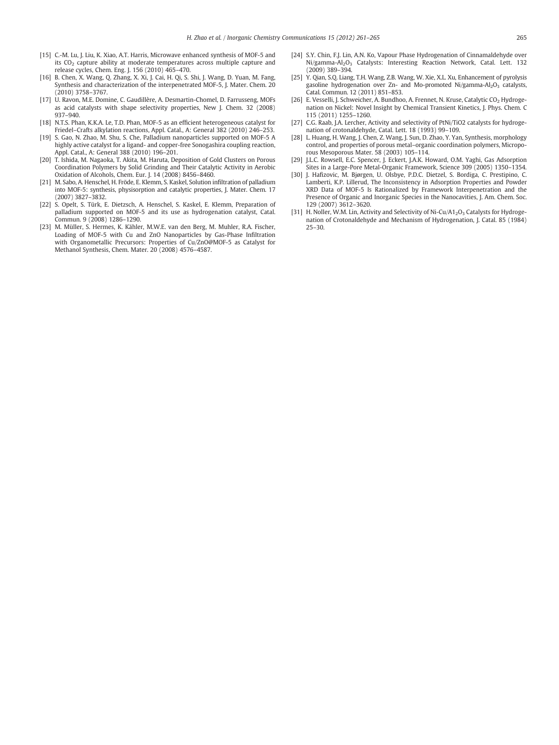[15] C.-M. Lu, J. Liu, K. Xiao, A.T. Harris, Microwave enhanced synthesis of MOF-5 and its $CO_2$ capture ability at moderate temperatures across multiple capture and release cycles, Chem. Eng. J. 156 (2010) 465–470.

[16] B. Chen, X. Wang, Q. Zhang, X. Xi, J. Cai, H. Qi, S. Shi, J. Wang, D. Yuan, M. Fang, Synthesis and characterization of the interpenetrated MOF-5, J. Mater. Chem. 20 (2010) 3758–3767.

[17] U. Ravon, M.E. Domine, C. Gaudillère, A. Desmartin-Chomel, D. Farrusseng, MOFs as acid catalysts with shape selectivity properties, New J. Chem. 32 (2008) 937–940.

[18] N.T.S. Phan, K.K.A. Le, T.D. Phan, MOF-5 as an efficient heterogeneous catalyst for Friedel–Crafts alkylation reactions, Appl. Catal., A: General 382 (2010) 246–253.

[19] S. Gao, N. Zhao, M. Shu, S. Che, Palladium nanoparticles supported on MOF-5 A highly active catalyst for a ligand- and copper-free Sonogashira coupling reaction, Appl. Catal., A: General 388 (2010) 196–201.

[20] T. Ishida, M. Nagaoka, T. Akita, M. Haruta, Deposition of Gold Clusters on Porous Coordination Polymers by Solid Grinding and Their Catalytic Activity in Aerobic Oxidation of Alcohols, Chem. Eur. J. 14 (2008) 8456–8460.

[21] M. Sabo, A. Henschel, H. Fröde, E. Klemm, S. Kaskel, Solution infiltration of palladium into MOF-5: synthesis, physisorption and catalytic properties, J. Mater. Chem. 17 (2007) 3827–3832.

[22] S. Opelt, S. Türk, E. Dietzsch, A. Henschel, S. Kaskel, E. Klemm, Preparation of palladium supported on MOF-5 and its use as hydrogenation catalyst, Catal. Commun. 9 (2008) 1286–1290.

[23] M. Müller, S. Hermes, K. Kähler, M.W.E. van den Berg, M. Muhler, R.A. Fischer, Loading of MOF-5 with Cu and ZnO Nanoparticles by Gas-Phase Infiltration with Organometallic Precursors: Properties of Cu/ZnO@MOF-5 as Catalyst for Methanol Synthesis, Chem. Mater. 20 (2008) 4576–4587.

[24] S.Y. Chin, F.J. Lin, A.N. Ko, Vapour Phase Hydrogenation of Cinnamaldehyde over Ni/gamma-$Al_2O_3$ Catalysts: Interesting Reaction Network, Catal. Lett. 132 (2009) 389–394.

[25] Y. Qian, S.Q. Liang, T.H. Wang, Z.B. Wang, W. Xie, X.L. Xu, Enhancement of pyrolysis gasoline hydrogenation over Zn- and Mo-promoted Ni/gamma-$Al_2O_3$ catalysts, Catal. Commun. 12 (2011) 851–853.

[26] E. Vesselli, J. Schweicher, A. Bundhoo, A. Frennet, N. Kruse, Catalytic $CO_2$ Hydrogenation on Nickel: Novel Insight by Chemical Transient Kinetics, J. Phys. Chem. C 115 (2011) 1255–1260.

[27] C.G. Raab, J.A. Lercher, Activity and selectivity of PtNi/TiO2 catalysts for hydrogenation of crotonaldehyde, Catal. Lett. 18 (1993) 99–109.

[28] L. Huang, H. Wang, J. Chen, Z. Wang, J. Sun, D. Zhao, Y. Yan, Synthesis, morphology control, and properties of porous metal–organic coordination polymers, Microporous Mesoporous Mater. 58 (2003) 105–114.

[29] J.L.C. Rowsell, E.C. Spencer, J. Eckert, J.A.K. Howard, O.M. Yaghi, Gas Adsorption Sites in a Large-Pore Metal-Organic Framework, Science 309 (2005) 1350–1354.

[30] J. Hafizovic, M. Bjørgen, U. Olsbye, P.D.C. Dietzel, S. Bordiga, C. Prestipino, C. Lamberti, K.P. Lillerud, The Inconsistency in Adsorption Properties and Powder XRD Data of MOF-5 Is Rationalized by Framework Interpenetration and the Presence of Organic and Inorganic Species in the Nanocavities, J. Am. Chem. Soc. 129 (2007) 3612–3620.

[31] H. Noller, W.M. Lin, Activity and Selectivity of Ni-Cu/$A1_2O_3$ Catalysts for Hydrogenation of Crotonaldehyde and Mechanism of Hydrogenation, J. Catal. 85 (1984) 25–30.